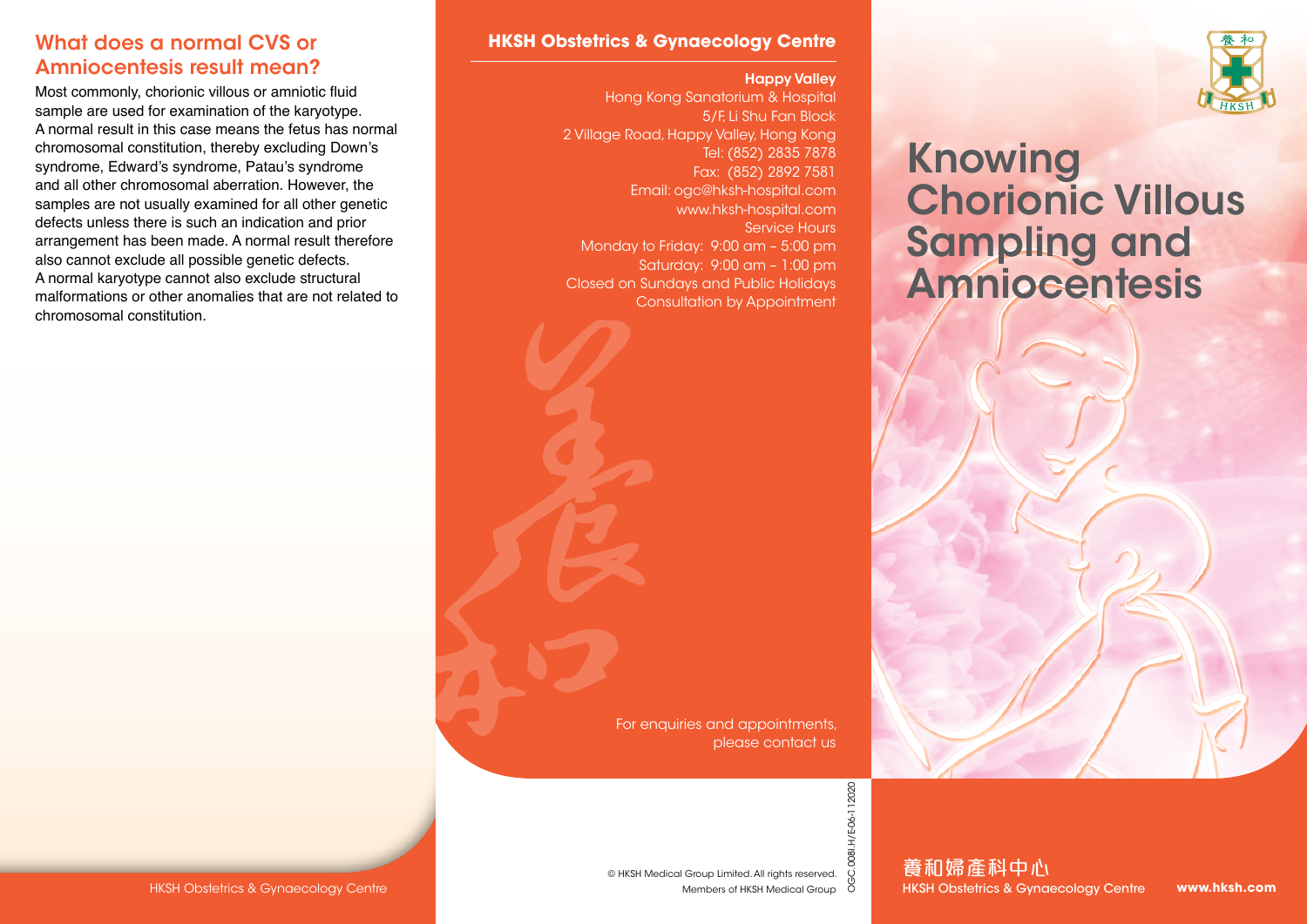## What does a normal CVS or Amniocentesis result mean?

Most commonly, chorionic villous or amniotic fluid sample are used for examination of the karyotype. A normal result in this case means the fetus has normal chromosomal constitution, thereby excluding Down's syndrome, Edward's syndrome, Patau's syndrome and all other chromosomal aberration. However, the samples are not usually examined for all other genetic defects unless there is such an indication and prior arrangement has been made. A normal result therefore also cannot exclude all possible genetic defects. A normal karyotype cannot also exclude structural malformations or other anomalies that are not related to chromosomal constitution.

HKSH Obstetrics & Gynaecology Centre

## HKSH Obstetrics & Gynaecology Centre

**Happy Valley**

Hong Kong Sanatorium & Hospital
5/F, Li Shu Fan Block
2 Village Road, Happy Valley, Hong Kong
Tel: (852) 2835 7878
Fax: (852) 2892 7581
Email: ogc@hksh-hospital.com
www.hksh-hospital.com
Service Hours
Monday to Friday: 9:00 am – 5:00 pm
Saturday: 9:00 am – 1:00 pm
Closed on Sundays and Public Holidays
Consultation by Appointment

For enquiries and appointments, please contact us

© HKSH Medical Group Limited. All rights reserved.
Members of HKSH Medical Group

OGC.008I.H/E-06-112020

# Knowing Chorionic Villous Sampling and Amniocentesis

養和婦產科中心
HKSH Obstetrics & Gynaecology Centre

**www.hksh.com**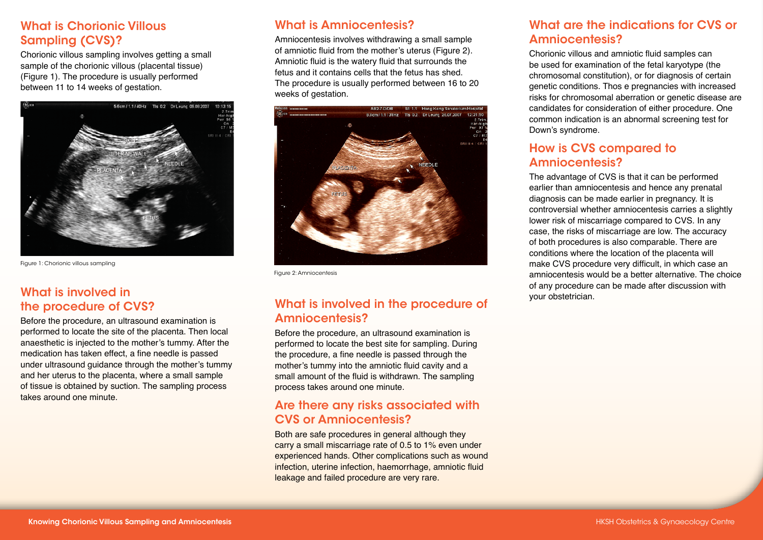## What is Chorionic Villous Sampling (CVS)?

Chorionic villous sampling involves getting a small sample of the chorionic villous (placental tissue) (Figure 1). The procedure is usually performed between 11 to 14 weeks of gestation.

Figure 1: Chorionic villous sampling

## What is involved in the procedure of CVS?

Before the procedure, an ultrasound examination is performed to locate the site of the placenta. Then local anaesthetic is injected to the mother's tummy. After the medication has taken effect, a fine needle is passed under ultrasound guidance through the mother's tummy and her uterus to the placenta, where a small sample of tissue is obtained by suction. The sampling process takes around one minute.

## What is Amniocentesis?

Amniocentesis involves withdrawing a small sample of amniotic fluid from the mother's uterus (Figure 2). Amniotic fluid is the watery fluid that surrounds the fetus and it contains cells that the fetus has shed. The procedure is usually performed between 16 to 20 weeks of gestation.

Figure 2: Amniocentesis

## What is involved in the procedure of Amniocentesis?

Before the procedure, an ultrasound examination is performed to locate the best site for sampling. During the procedure, a fine needle is passed through the mother's tummy into the amniotic fluid cavity and a small amount of the fluid is withdrawn. The sampling process takes around one minute.

## Are there any risks associated with CVS or Amniocentesis?

Both are safe procedures in general although they carry a small miscarriage rate of 0.5 to 1% even under experienced hands. Other complications such as wound infection, uterine infection, haemorrhage, amniotic fluid leakage and failed procedure are very rare.

## What are the indications for CVS or Amniocentesis?

Chorionic villous and amniotic fluid samples can be used for examination of the fetal karyotype (the chromosomal constitution), or for diagnosis of certain genetic conditions. Thos e pregnancies with increased risks for chromosomal aberration or genetic disease are candidates for consideration of either procedure. One common indication is an abnormal screening test for Down's syndrome.

## How is CVS compared to Amniocentesis?

The advantage of CVS is that it can be performed earlier than amniocentesis and hence any prenatal diagnosis can be made earlier in pregnancy. It is controversial whether amniocentesis carries a slightly lower risk of miscarriage compared to CVS. In any case, the risks of miscarriage are low. The accuracy of both procedures is also comparable. There are conditions where the location of the placenta will make CVS procedure very difficult, in which case an amniocentesis would be a better alternative. The choice of any procedure can be made after discussion with your obstetrician.